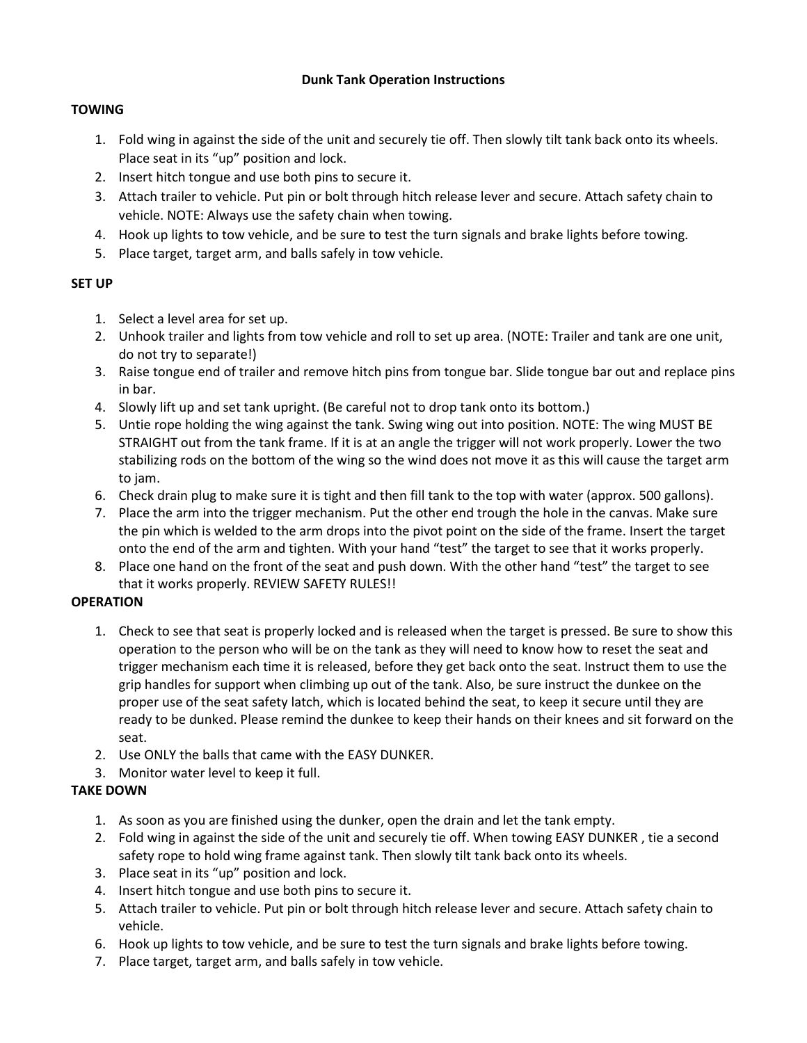# Dunk Tank Operation Instructions

## TOWING

1. Fold wing in against the side of the unit and securely tie off. Then slowly tilt tank back onto its wheels. Place seat in its "up" position and lock.
2. Insert hitch tongue and use both pins to secure it.
3. Attach trailer to vehicle. Put pin or bolt through hitch release lever and secure. Attach safety chain to vehicle. NOTE: Always use the safety chain when towing.
4. Hook up lights to tow vehicle, and be sure to test the turn signals and brake lights before towing.
5. Place target, target arm, and balls safely in tow vehicle.

## SET UP

1. Select a level area for set up.
2. Unhook trailer and lights from tow vehicle and roll to set up area. (NOTE: Trailer and tank are one unit, do not try to separate!)
3. Raise tongue end of trailer and remove hitch pins from tongue bar. Slide tongue bar out and replace pins in bar.
4. Slowly lift up and set tank upright. (Be careful not to drop tank onto its bottom.)
5. Untie rope holding the wing against the tank. Swing wing out into position. NOTE: The wing MUST BE STRAIGHT out from the tank frame. If it is at an angle the trigger will not work properly. Lower the two stabilizing rods on the bottom of the wing so the wind does not move it as this will cause the target arm to jam.
6. Check drain plug to make sure it is tight and then fill tank to the top with water (approx. 500 gallons).
7. Place the arm into the trigger mechanism. Put the other end trough the hole in the canvas. Make sure the pin which is welded to the arm drops into the pivot point on the side of the frame. Insert the target onto the end of the arm and tighten. With your hand "test" the target to see that it works properly.
8. Place one hand on the front of the seat and push down. With the other hand "test" the target to see that it works properly. REVIEW SAFETY RULES!!

## OPERATION

1. Check to see that seat is properly locked and is released when the target is pressed. Be sure to show this operation to the person who will be on the tank as they will need to know how to reset the seat and trigger mechanism each time it is released, before they get back onto the seat. Instruct them to use the grip handles for support when climbing up out of the tank. Also, be sure instruct the dunkee on the proper use of the seat safety latch, which is located behind the seat, to keep it secure until they are ready to be dunked. Please remind the dunkee to keep their hands on their knees and sit forward on the seat.
2. Use ONLY the balls that came with the EASY DUNKER.
3. Monitor water level to keep it full.

## TAKE DOWN

1. As soon as you are finished using the dunker, open the drain and let the tank empty.
2. Fold wing in against the side of the unit and securely tie off. When towing EASY DUNKER , tie a second safety rope to hold wing frame against tank. Then slowly tilt tank back onto its wheels.
3. Place seat in its "up" position and lock.
4. Insert hitch tongue and use both pins to secure it.
5. Attach trailer to vehicle. Put pin or bolt through hitch release lever and secure. Attach safety chain to vehicle.
6. Hook up lights to tow vehicle, and be sure to test the turn signals and brake lights before towing.
7. Place target, target arm, and balls safely in tow vehicle.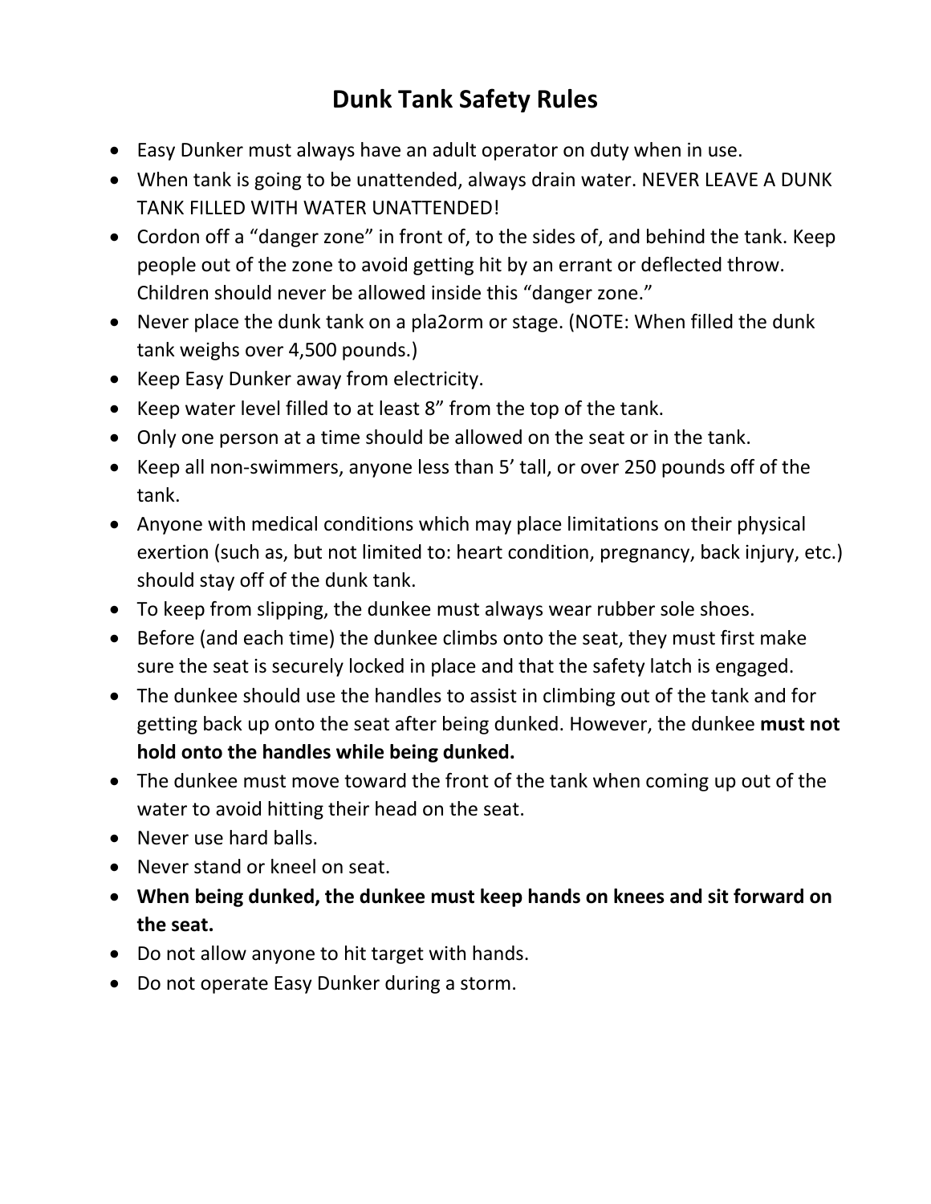# Dunk Tank Safety Rules

- Easy Dunker must always have an adult operator on duty when in use.
- When tank is going to be unattended, always drain water. NEVER LEAVE A DUNK TANK FILLED WITH WATER UNATTENDED!
- Cordon off a "danger zone" in front of, to the sides of, and behind the tank. Keep people out of the zone to avoid getting hit by an errant or deflected throw. Children should never be allowed inside this "danger zone."
- Never place the dunk tank on a pla2orm or stage. (NOTE: When filled the dunk tank weighs over 4,500 pounds.)
- Keep Easy Dunker away from electricity.
- Keep water level filled to at least 8" from the top of the tank.
- Only one person at a time should be allowed on the seat or in the tank.
- Keep all non-swimmers, anyone less than 5' tall, or over 250 pounds off of the tank.
- Anyone with medical conditions which may place limitations on their physical exertion (such as, but not limited to: heart condition, pregnancy, back injury, etc.) should stay off of the dunk tank.
- To keep from slipping, the dunkee must always wear rubber sole shoes.
- Before (and each time) the dunkee climbs onto the seat, they must first make sure the seat is securely locked in place and that the safety latch is engaged.
- The dunkee should use the handles to assist in climbing out of the tank and for getting back up onto the seat after being dunked. However, the dunkee **must not hold onto the handles while being dunked.**
- The dunkee must move toward the front of the tank when coming up out of the water to avoid hitting their head on the seat.
- Never use hard balls.
- Never stand or kneel on seat.
- **When being dunked, the dunkee must keep hands on knees and sit forward on the seat.**
- Do not allow anyone to hit target with hands.
- Do not operate Easy Dunker during a storm.